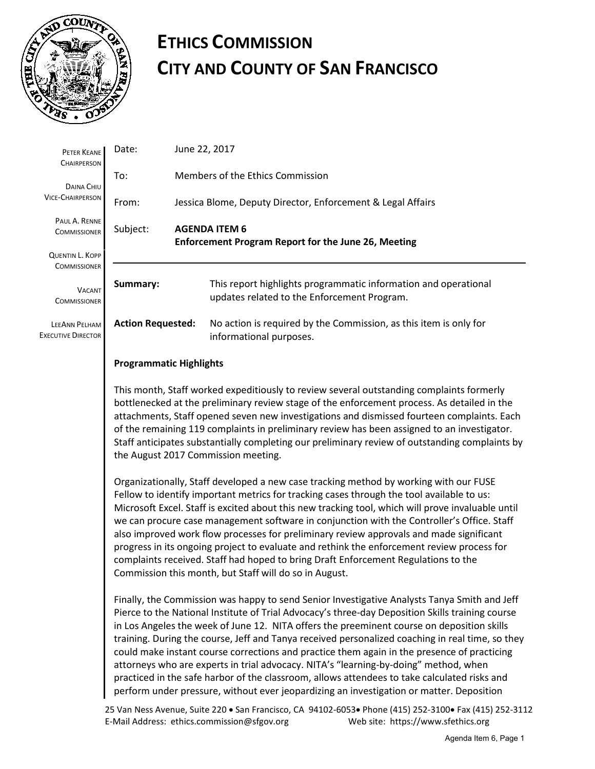# ETHICS COMMISSION
# CITY AND COUNTY OF SAN FRANCISCO

PETER KEANE
CHAIRPERSON

DAINA CHIU
VICE-CHAIRPERSON

PAUL A. RENNE
COMMISSIONER

QUENTIN L. KOPP
COMMISSIONER

VACANT
COMMISSIONER

LEEANN PELHAM
EXECUTIVE DIRECTOR

| | |
|---|---|
| Date: | June 22, 2017 |
| To: | Members of the Ethics Commission |
| From: | Jessica Blome, Deputy Director, Enforcement & Legal Affairs |
| Subject: | **AGENDA ITEM 6** **Enforcement Program Report for the June 26, Meeting** |

**Summary:** This report highlights programmatic information and operational updates related to the Enforcement Program.

**Action Requested:** No action is required by the Commission, as this item is only for informational purposes.

**Programmatic Highlights**

This month, Staff worked expeditiously to review several outstanding complaints formerly bottlenecked at the preliminary review stage of the enforcement process. As detailed in the attachments, Staff opened seven new investigations and dismissed fourteen complaints. Each of the remaining 119 complaints in preliminary review has been assigned to an investigator. Staff anticipates substantially completing our preliminary review of outstanding complaints by the August 2017 Commission meeting.

Organizationally, Staff developed a new case tracking method by working with our FUSE Fellow to identify important metrics for tracking cases through the tool available to us: Microsoft Excel. Staff is excited about this new tracking tool, which will prove invaluable until we can procure case management software in conjunction with the Controller's Office. Staff also improved work flow processes for preliminary review approvals and made significant progress in its ongoing project to evaluate and rethink the enforcement review process for complaints received. Staff had hoped to bring Draft Enforcement Regulations to the Commission this month, but Staff will do so in August.

Finally, the Commission was happy to send Senior Investigative Analysts Tanya Smith and Jeff Pierce to the National Institute of Trial Advocacy's three-day Deposition Skills training course in Los Angeles the week of June 12. NITA offers the preeminent course on deposition skills training. During the course, Jeff and Tanya received personalized coaching in real time, so they could make instant course corrections and practice them again in the presence of practicing attorneys who are experts in trial advocacy. NITA's "learning-by-doing" method, when practiced in the safe harbor of the classroom, allows attendees to take calculated risks and perform under pressure, without ever jeopardizing an investigation or matter. Deposition

25 Van Ness Avenue, Suite 220 • San Francisco, CA 94102-6053• Phone (415) 252-3100• Fax (415) 252-3112
E-Mail Address: ethics.commission@sfgov.org Web site: https://www.sfethics.org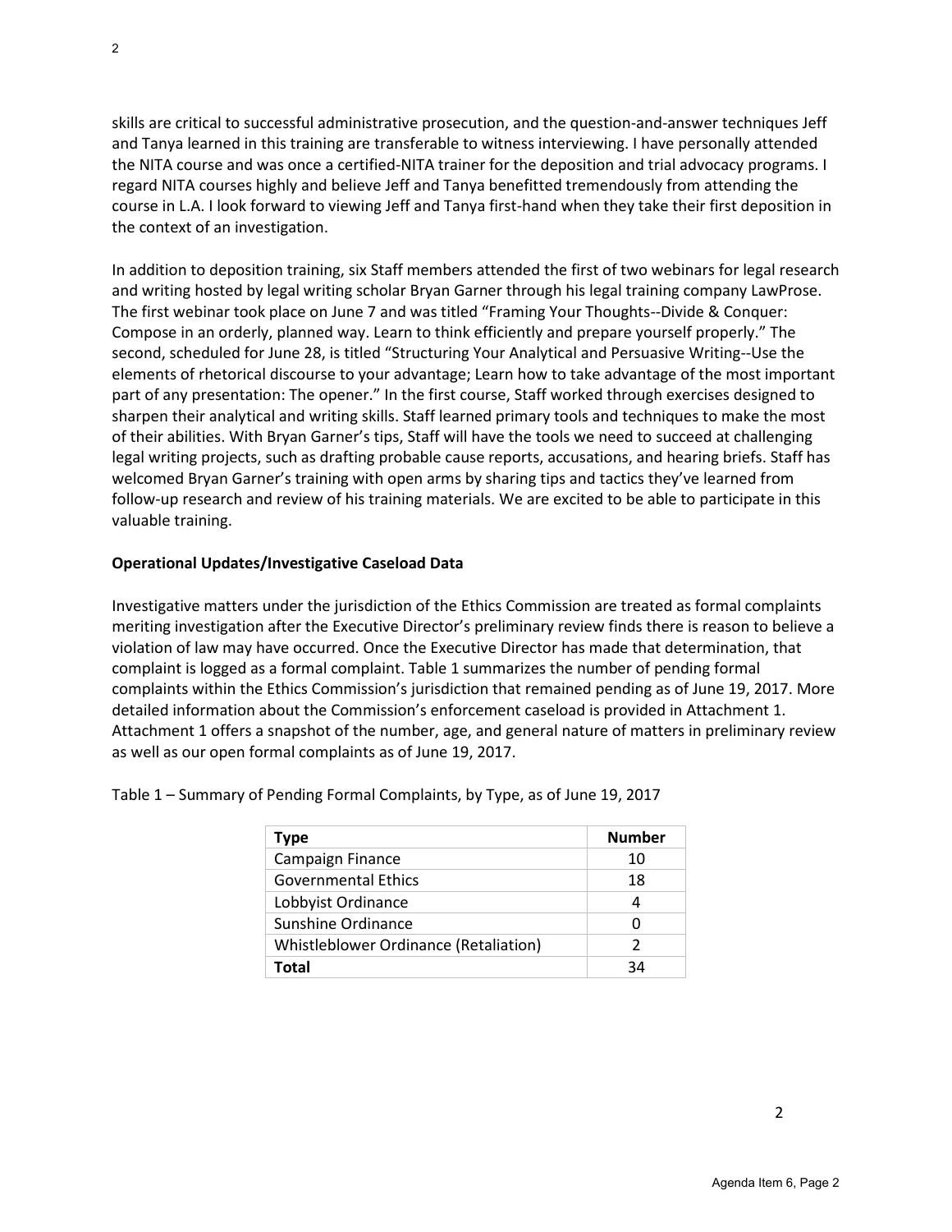skills are critical to successful administrative prosecution, and the question-and-answer techniques Jeff and Tanya learned in this training are transferable to witness interviewing. I have personally attended the NITA course and was once a certified-NITA trainer for the deposition and trial advocacy programs. I regard NITA courses highly and believe Jeff and Tanya benefitted tremendously from attending the course in L.A. I look forward to viewing Jeff and Tanya first-hand when they take their first deposition in the context of an investigation.

In addition to deposition training, six Staff members attended the first of two webinars for legal research and writing hosted by legal writing scholar Bryan Garner through his legal training company LawProse. The first webinar took place on June 7 and was titled "Framing Your Thoughts--Divide & Conquer: Compose in an orderly, planned way. Learn to think efficiently and prepare yourself properly." The second, scheduled for June 28, is titled "Structuring Your Analytical and Persuasive Writing--Use the elements of rhetorical discourse to your advantage; Learn how to take advantage of the most important part of any presentation: The opener." In the first course, Staff worked through exercises designed to sharpen their analytical and writing skills. Staff learned primary tools and techniques to make the most of their abilities. With Bryan Garner's tips, Staff will have the tools we need to succeed at challenging legal writing projects, such as drafting probable cause reports, accusations, and hearing briefs. Staff has welcomed Bryan Garner's training with open arms by sharing tips and tactics they've learned from follow-up research and review of his training materials. We are excited to be able to participate in this valuable training.

**Operational Updates/Investigative Caseload Data**

Investigative matters under the jurisdiction of the Ethics Commission are treated as formal complaints meriting investigation after the Executive Director's preliminary review finds there is reason to believe a violation of law may have occurred. Once the Executive Director has made that determination, that complaint is logged as a formal complaint. Table 1 summarizes the number of pending formal complaints within the Ethics Commission's jurisdiction that remained pending as of June 19, 2017. More detailed information about the Commission's enforcement caseload is provided in Attachment 1. Attachment 1 offers a snapshot of the number, age, and general nature of matters in preliminary review as well as our open formal complaints as of June 19, 2017.

Table 1 – Summary of Pending Formal Complaints, by Type, as of June 19, 2017

| **Type** | **Number** |
|---|---|
| Campaign Finance | 10 |
| Governmental Ethics | 18 |
| Lobbyist Ordinance | 4 |
| Sunshine Ordinance | 0 |
| Whistleblower Ordinance (Retaliation) | 2 |
| **Total** | 34 |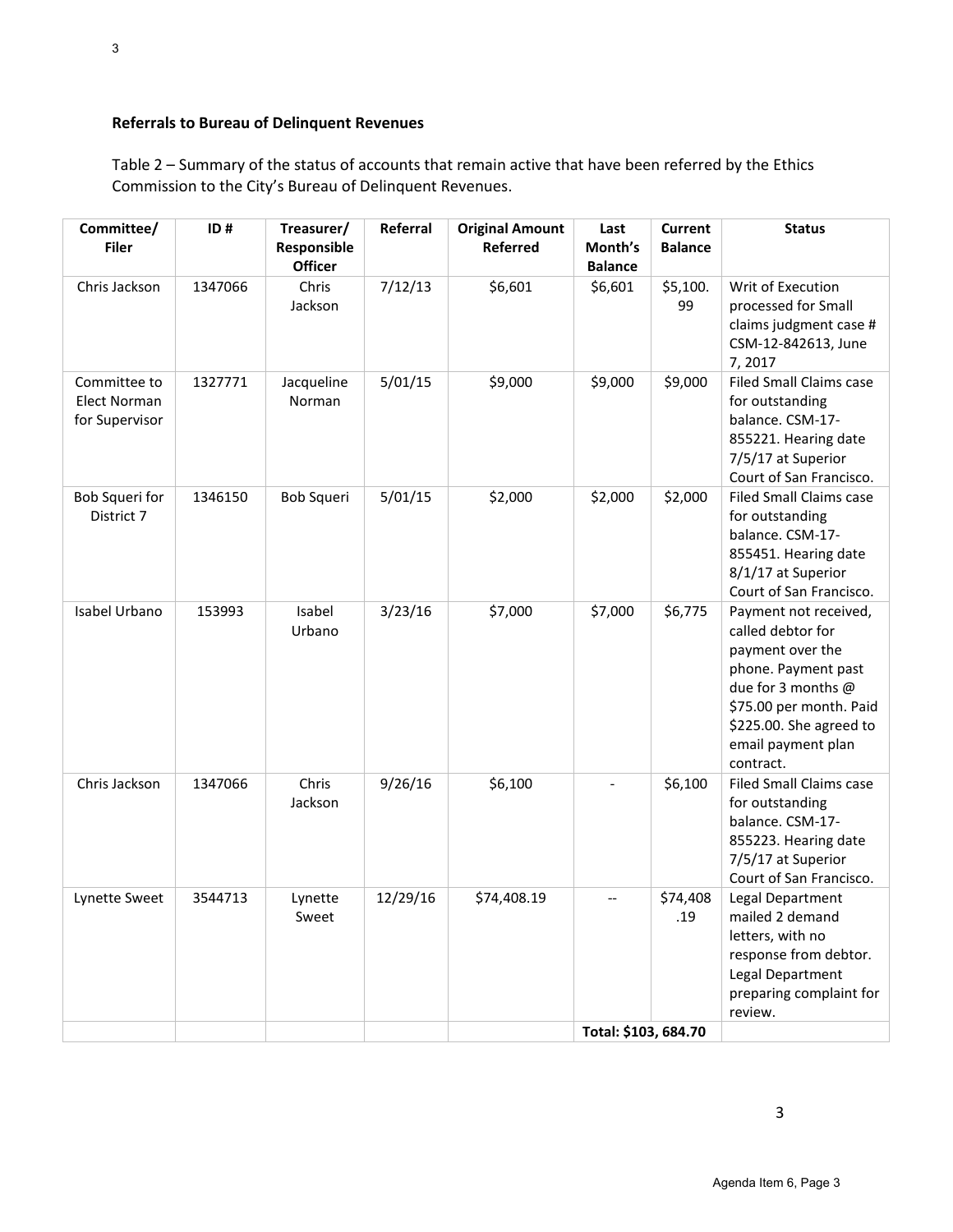**Referrals to Bureau of Delinquent Revenues**

Table 2 – Summary of the status of accounts that remain active that have been referred by the Ethics Commission to the City's Bureau of Delinquent Revenues.

| Committee/ Filer | ID # | Treasurer/ Responsible Officer | Referral | Original Amount Referred | Last Month's Balance | Current Balance | Status |
|---|---|---|---|---|---|---|---|
| Chris Jackson | 1347066 | Chris Jackson | 7/12/13 | $6,601 | $6,601 | $5,100.99 | Writ of Execution processed for Small claims judgment case # CSM-12-842613, June 7, 2017 |
| Committee to Elect Norman for Supervisor | 1327771 | Jacqueline Norman | 5/01/15 | $9,000 | $9,000 | $9,000 | Filed Small Claims case for outstanding balance. CSM-17-855221. Hearing date 7/5/17 at Superior Court of San Francisco. |
| Bob Squeri for District 7 | 1346150 | Bob Squeri | 5/01/15 | $2,000 | $2,000 | $2,000 | Filed Small Claims case for outstanding balance. CSM-17-855451. Hearing date 8/1/17 at Superior Court of San Francisco. |
| Isabel Urbano | 153993 | Isabel Urbano | 3/23/16 | $7,000 | $7,000 | $6,775 | Payment not received, called debtor for payment over the phone. Payment past due for 3 months @ $75.00 per month. Paid $225.00. She agreed to email payment plan contract. |
| Chris Jackson | 1347066 | Chris Jackson | 9/26/16 | $6,100 | - | $6,100 | Filed Small Claims case for outstanding balance. CSM-17-855223. Hearing date 7/5/17 at Superior Court of San Francisco. |
| Lynette Sweet | 3544713 | Lynette Sweet | 12/29/16 | $74,408.19 | -- | $74,408.19 | Legal Department mailed 2 demand letters, with no response from debtor. Legal Department preparing complaint for review. |
| | | | | | Total: $103, 684.70 | | |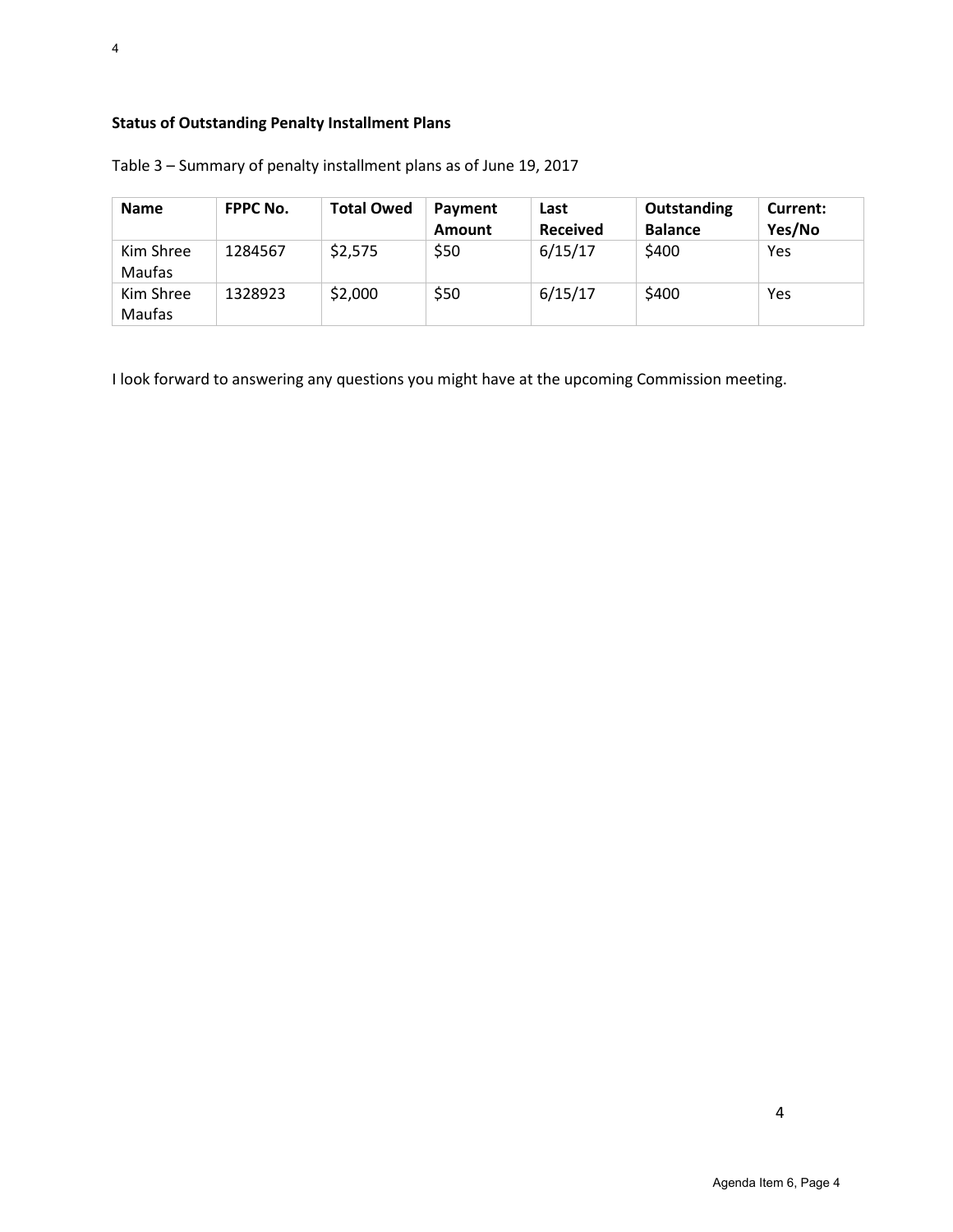**Status of Outstanding Penalty Installment Plans**

Table 3 – Summary of penalty installment plans as of June 19, 2017

| Name | FPPC No. | Total Owed | Payment Amount | Last Received | Outstanding Balance | Current: Yes/No |
|---|---|---|---|---|---|---|
| Kim Shree Maufas | 1284567 | $2,575 | $50 | 6/15/17 | $400 | Yes |
| Kim Shree Maufas | 1328923 | $2,000 | $50 | 6/15/17 | $400 | Yes |

I look forward to answering any questions you might have at the upcoming Commission meeting.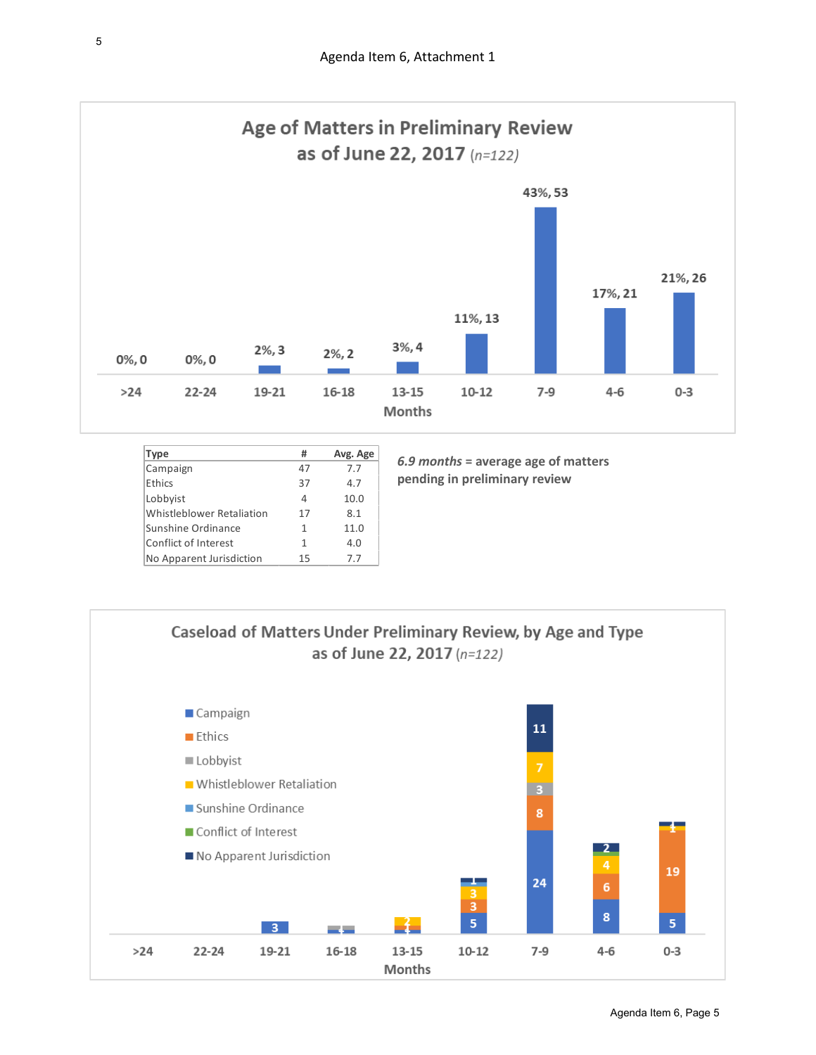Agenda Item 6, Attachment 1

## Age of Matters in Preliminary Review as of June 22, 2017 (*n=122*)

| Months | >24 | 22-24 | 19-21 | 16-18 | 13-15 | 10-12 | 7-9 | 4-6 | 0-3 |
|---|---|---|---|---|---|---|---|---|---|
| % , # | 0%, 0 | 0%, 0 | 2%, 3 | 2%, 2 | 3%, 4 | 11%, 13 | 43%, 53 | 17%, 21 | 21%, 26 |

| Type | # | Avg. Age |
|---|---|---|
| Campaign | 47 | 7.7 |
| Ethics | 37 | 4.7 |
| Lobbyist | 4 | 10.0 |
| Whistleblower Retaliation | 17 | 8.1 |
| Sunshine Ordinance | 1 | 11.0 |
| Conflict of Interest | 1 | 4.0 |
| No Apparent Jurisdiction | 15 | 7.7 |

***6.9 months* = average age of matters pending in preliminary review**

## Caseload of Matters Under Preliminary Review, by Age and Type as of June 22, 2017 (*n=122*)

| Type | >24 | 22-24 | 19-21 | 16-18 | 13-15 | 10-12 | 7-9 | 4-6 | 0-3 |
|---|---|---|---|---|---|---|---|---|---|
| Campaign | | | 3 | 1 | 1 | 5 | 24 | 8 | 5 |
| Ethics | | | | | 1 | 3 | 8 | 6 | 19 |
| Lobbyist | | | | 1 | | | 3 | | |
| Whistleblower Retaliation | | | | | 2 | 3 | 7 | 4 | 1 |
| Sunshine Ordinance | | | | | | 1 | | | |
| Conflict of Interest | | | | | | | | 1 | |
| No Apparent Jurisdiction | | | | | | 1 | 11 | 2 | 1 |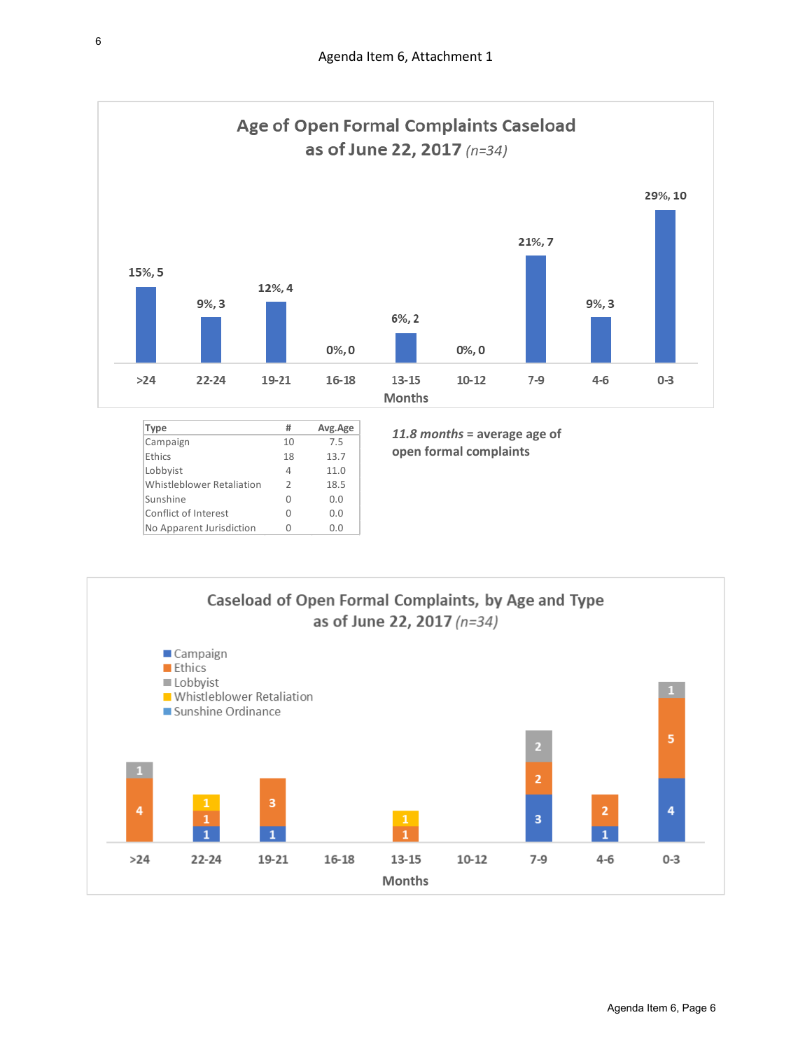Agenda Item 6, Attachment 1

## Age of Open Formal Complaints Caseload as of June 22, 2017 *(n=34)*

15%, 5
9%, 3
12%, 4
0%, 0
6%, 2
0%, 0
21%, 7
9%, 3
29%, 10

>24
22-24
19-21
16-18
13-15
10-12
7-9
4-6
0-3

Months

| Type | # | Avg.Age |
|---|---|---|
| Campaign | 10 | 7.5 |
| Ethics | 18 | 13.7 |
| Lobbyist | 4 | 11.0 |
| Whistleblower Retaliation | 2 | 18.5 |
| Sunshine | 0 | 0.0 |
| Conflict of Interest | 0 | 0.0 |
| No Apparent Jurisdiction | 0 | 0.0 |

***11.8 months*** **= average age of open formal complaints**

## Caseload of Open Formal Complaints, by Age and Type as of June 22, 2017 *(n=34)*

Campaign
Ethics
Lobbyist
Whistleblower Retaliation
Sunshine Ordinance

1
4
1
1
1
3
1
1
1
2
2
3
2
1
1
5
4

>24
22-24
19-21
16-18
13-15
10-12
7-9
4-6
0-3

Months